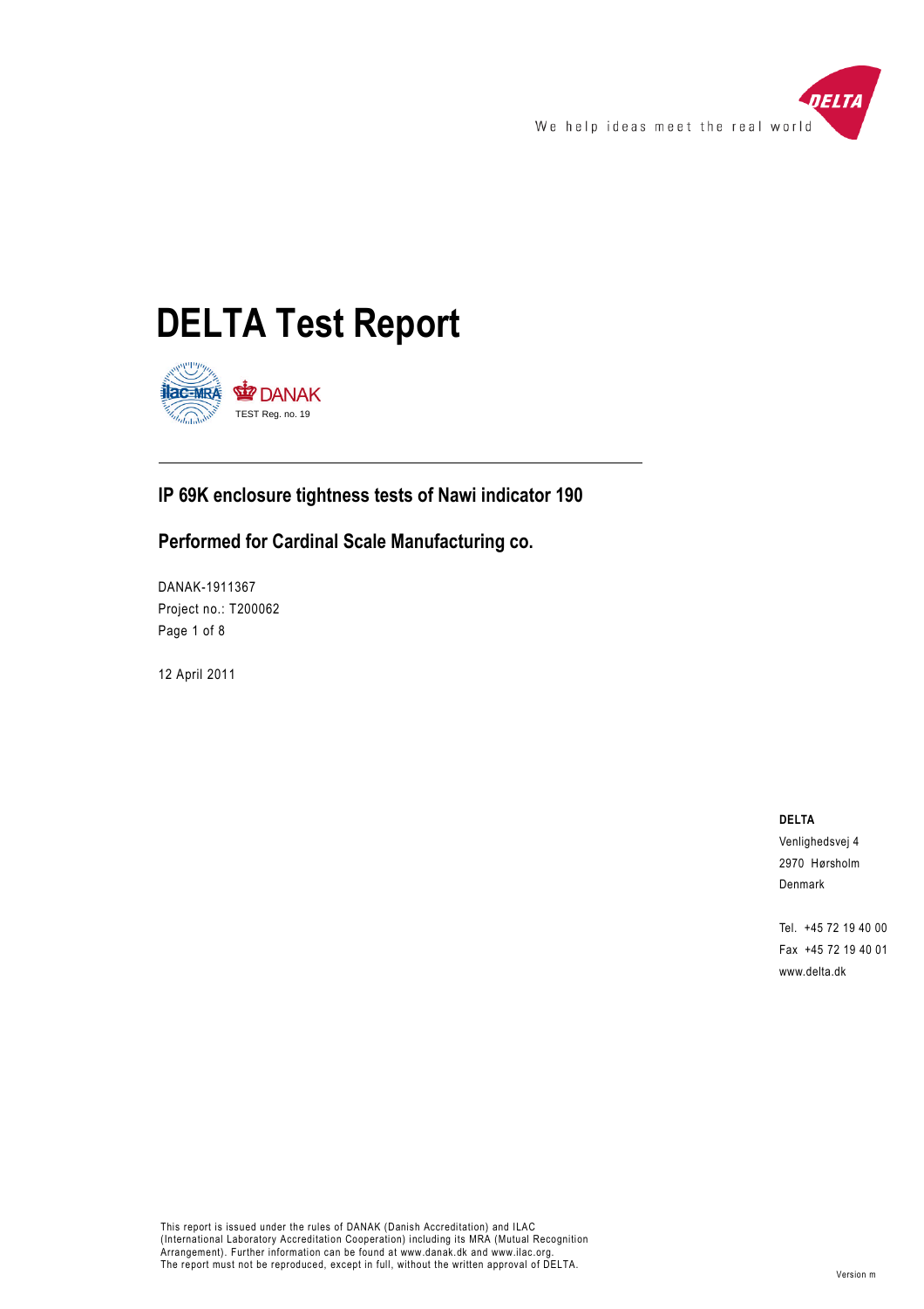# DELTA Test Report

TEST Reg. no. 19

## IP 69K enclosure tightness tests of Nawi indicator 190

## Performed for Cardinal Scale Manufacturing co.

DANAK-1911367
Project no.: T200062

12 April 2011

**DELTA**
Venlighedsvej 4
2970 Hørsholm
Denmark

Tel. +45 72 19 40 00
Fax +45 72 19 40 01
www.delta.dk

This report is issued under the rules of DANAK (Danish Accreditation) and ILAC (International Laboratory Accreditation Cooperation) including its MRA (Mutual Recognition Arrangement). Further information can be found at www.danak.dk and www.ilac.org.
The report must not be reproduced, except in full, without the written approval of DELTA.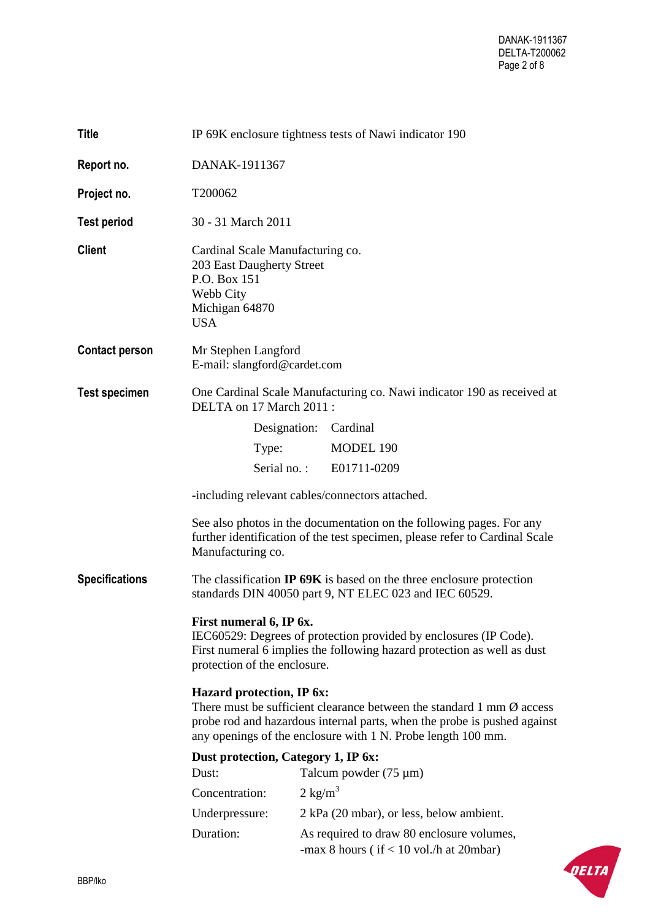| | |
|---|---|
| **Title** | IP 69K enclosure tightness tests of Nawi indicator 190 |
| **Report no.** | DANAK-1911367 |
| **Project no.** | T200062 |
| **Test period** | 30 - 31 March 2011 |
| **Client** | Cardinal Scale Manufacturing co.<br>203 East Daugherty Street<br>P.O. Box 151<br>Webb City<br>Michigan 64870<br>USA |
| **Contact person** | Mr Stephen Langford<br>E-mail: slangford@cardet.com |

**Test specimen**

One Cardinal Scale Manufacturing co. Nawi indicator 190 as received at DELTA on 17 March 2011 :

| | |
|---|---|
| Designation: | Cardinal |
| Type: | MODEL 190 |
| Serial no. : | E01711-0209 |

-including relevant cables/connectors attached.

See also photos in the documentation on the following pages. For any further identification of the test specimen, please refer to Cardinal Scale Manufacturing co.

**Specifications**

The classification **IP 69K** is based on the three enclosure protection standards DIN 40050 part 9, NT ELEC 023 and IEC 60529.

**First numeral 6, IP 6x.**
IEC60529: Degrees of protection provided by enclosures (IP Code). First numeral 6 implies the following hazard protection as well as dust protection of the enclosure.

**Hazard protection, IP 6x:**
There must be sufficient clearance between the standard 1 mm Ø access probe rod and hazardous internal parts, when the probe is pushed against any openings of the enclosure with 1 N. Probe length 100 mm.

**Dust protection, Category 1, IP 6x:**

| | |
|---|---|
| Dust: | Talcum powder (75 µm) |
| Concentration: | 2 kg/m$^3$ |
| Underpressure: | 2 kPa (20 mbar), or less, below ambient. |
| Duration: | As required to draw 80 enclosure volumes, -max 8 hours ( if < 10 vol./h at 20mbar) |

BBP/lko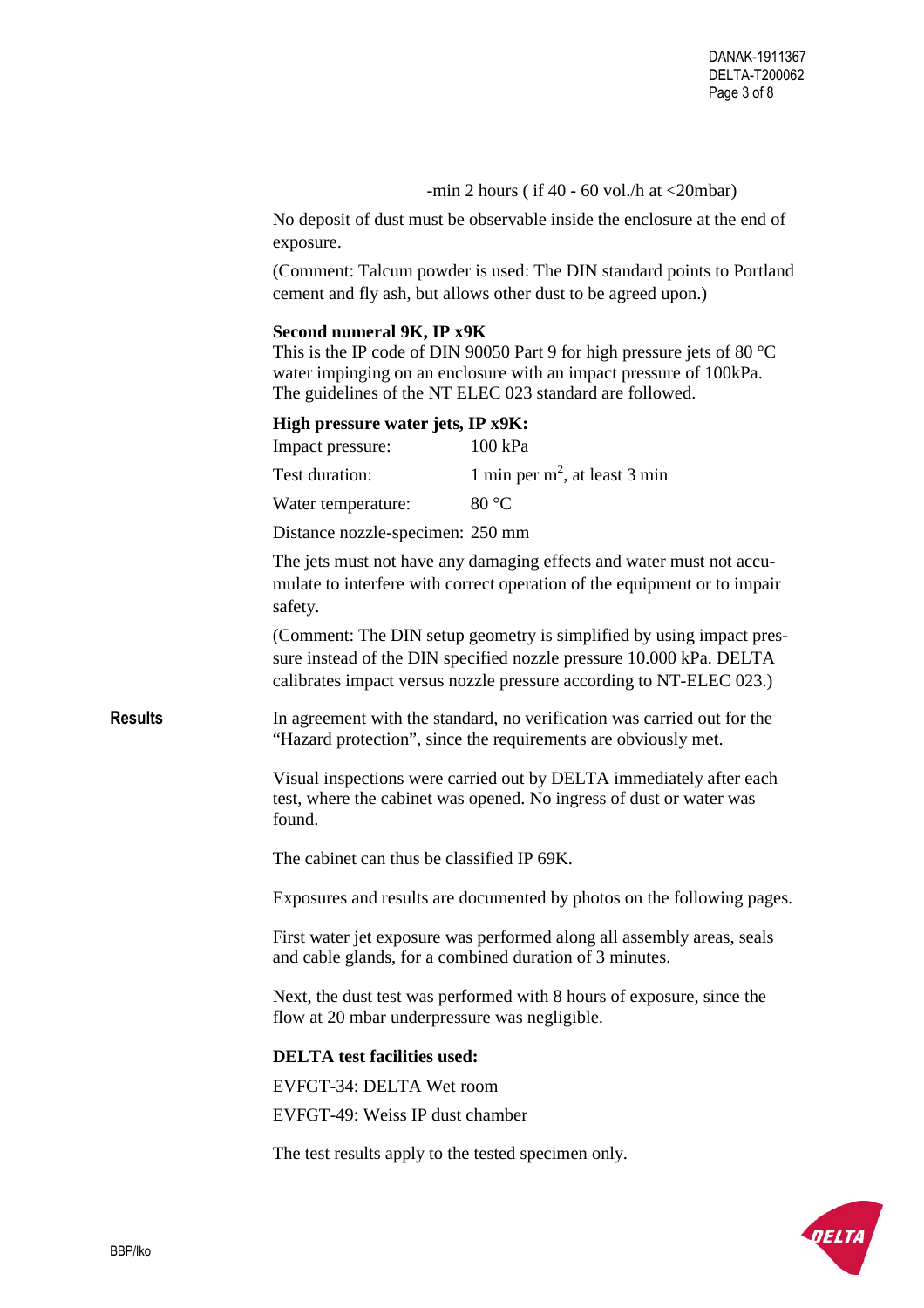-min 2 hours ( if 40 - 60 vol./h at <20mbar)

No deposit of dust must be observable inside the enclosure at the end of exposure.

(Comment: Talcum powder is used: The DIN standard points to Portland cement and fly ash, but allows other dust to be agreed upon.)

**Second numeral 9K, IP x9K**
This is the IP code of DIN 90050 Part 9 for high pressure jets of 80 °C water impinging on an enclosure with an impact pressure of 100kPa. The guidelines of the NT ELEC 023 standard are followed.

**High pressure water jets, IP x9K:**

| | |
|---|---|
| Impact pressure: | 100 kPa |
| Test duration: | 1 min per $m^2$, at least 3 min |
| Water temperature: | 80 °C |
| Distance nozzle-specimen: | 250 mm |

The jets must not have any damaging effects and water must not accumulate to interfere with correct operation of the equipment or to impair safety.

(Comment: The DIN setup geometry is simplified by using impact pressure instead of the DIN specified nozzle pressure 10.000 kPa. DELTA calibrates impact versus nozzle pressure according to NT-ELEC 023.)

**Results**

In agreement with the standard, no verification was carried out for the "Hazard protection", since the requirements are obviously met.

Visual inspections were carried out by DELTA immediately after each test, where the cabinet was opened. No ingress of dust or water was found.

The cabinet can thus be classified IP 69K.

Exposures and results are documented by photos on the following pages.

First water jet exposure was performed along all assembly areas, seals and cable glands, for a combined duration of 3 minutes.

Next, the dust test was performed with 8 hours of exposure, since the flow at 20 mbar underpressure was negligible.

**DELTA test facilities used:**

EVFGT-34: DELTA Wet room

EVFGT-49: Weiss IP dust chamber

The test results apply to the tested specimen only.

BBP/lko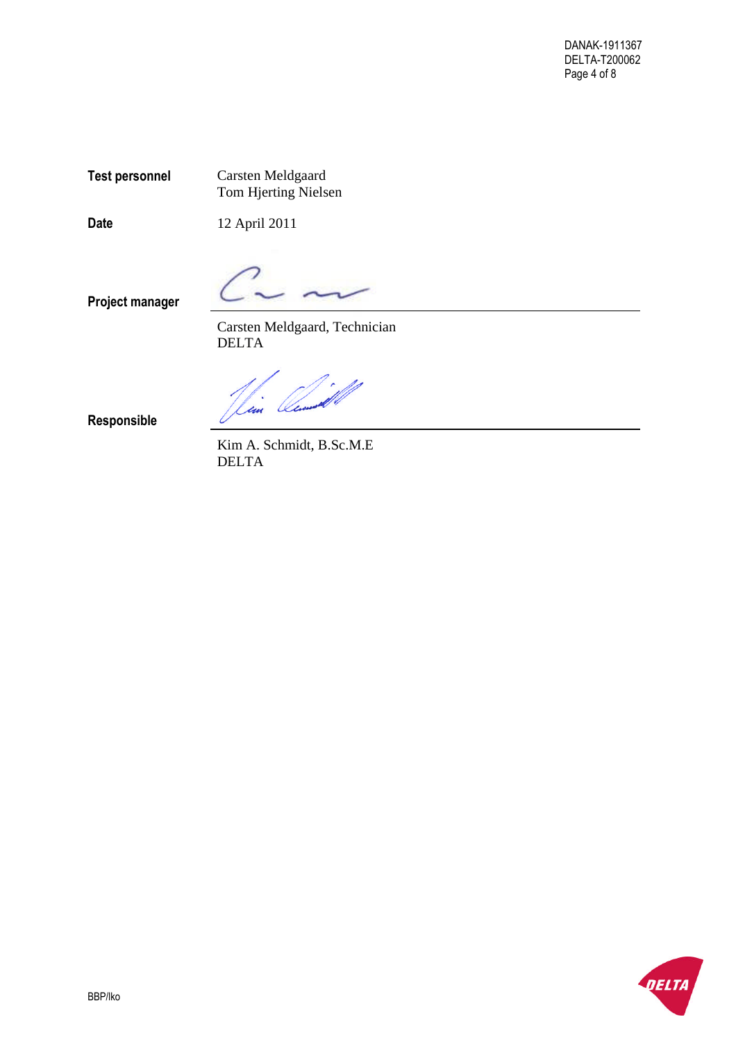**Test personnel** Carsten Meldgaard
Tom Hjerting Nielsen

**Date** 12 April 2011

**Project manager**

Carsten Meldgaard, Technician
DELTA

**Responsible**

Kim A. Schmidt, B.Sc.M.E
DELTA

BBP/lko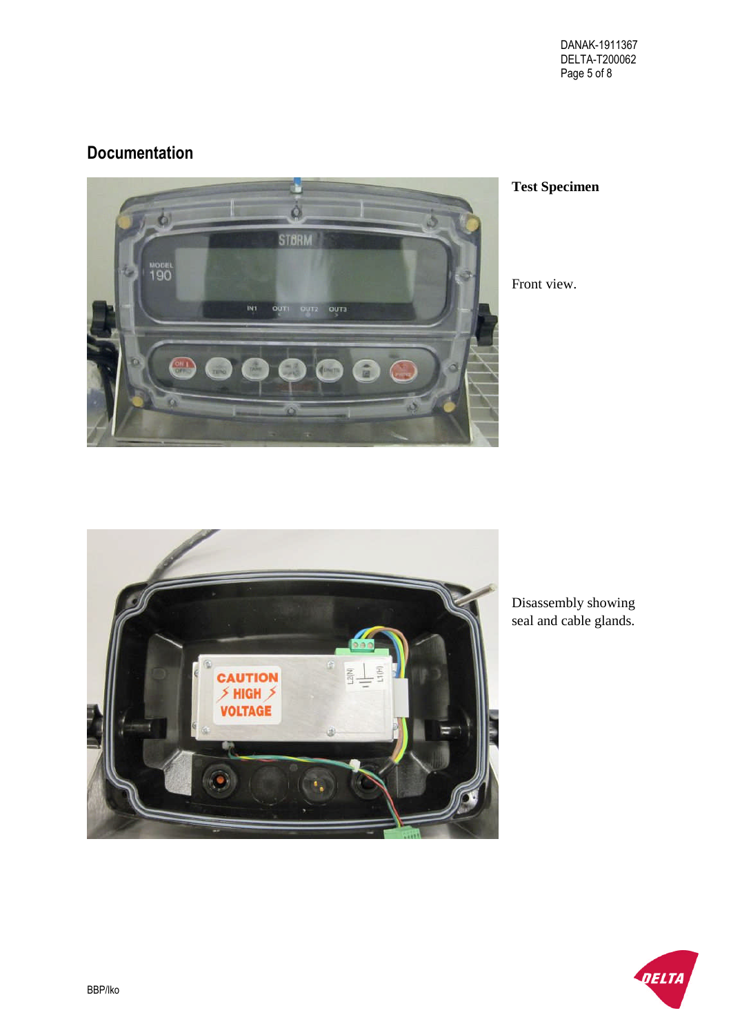## Documentation

**Test Specimen**

Front view.

Disassembly showing seal and cable glands.

BBP/lko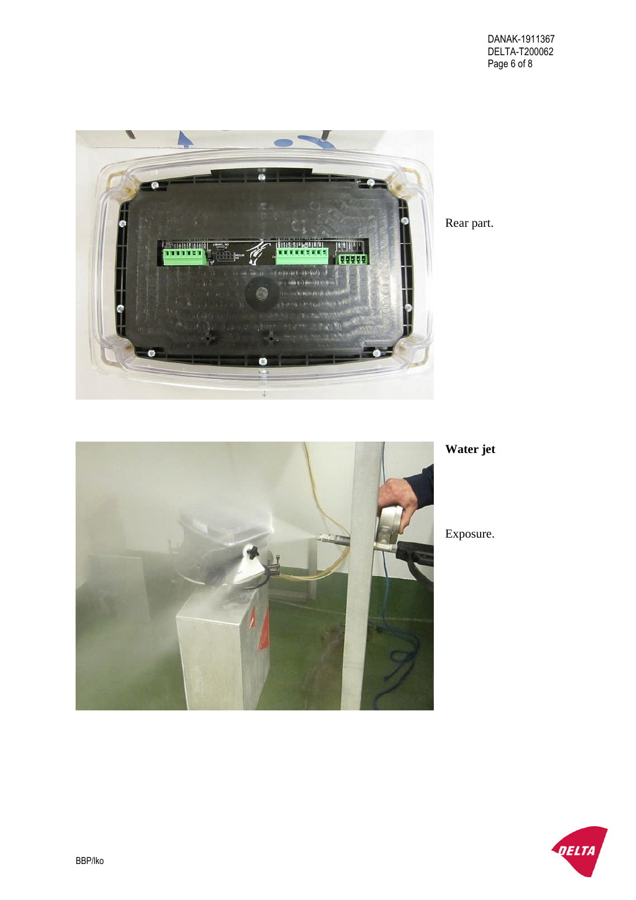Rear part.

**Water jet**

Exposure.

BBP/lko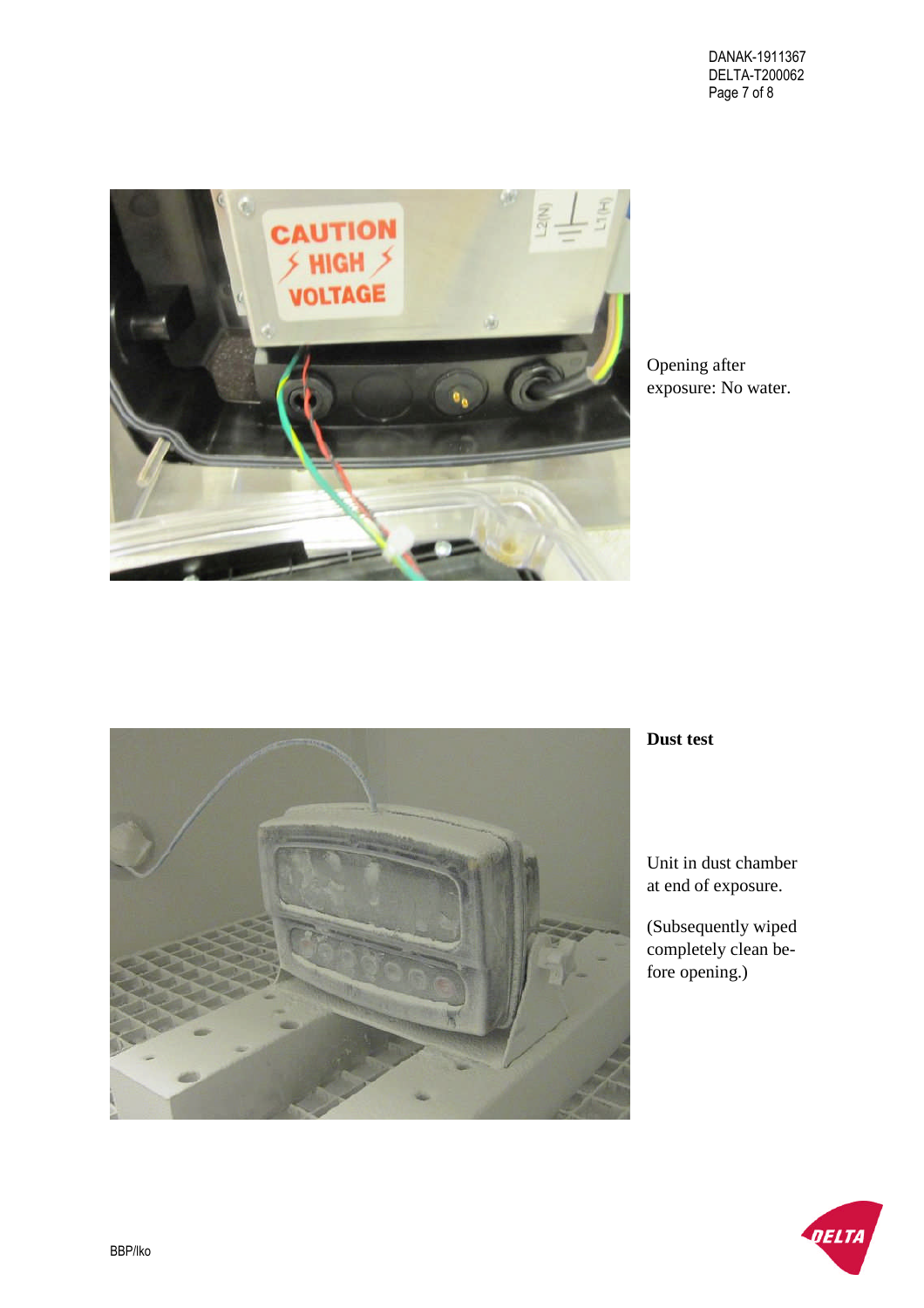Opening after exposure: No water.

**Dust test**

Unit in dust chamber at end of exposure.

(Subsequently wiped completely clean before opening.)

BBP/lko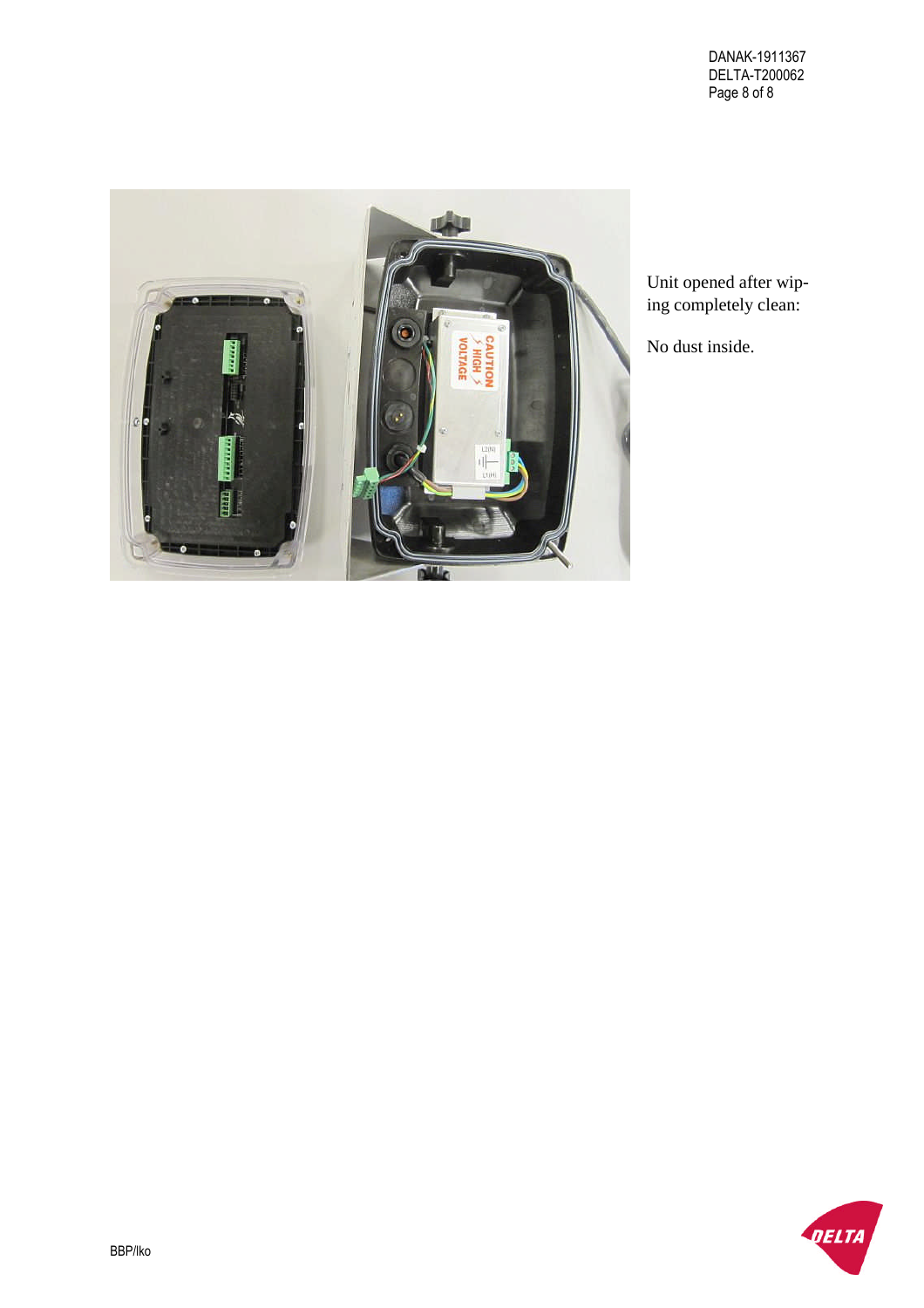Unit opened after wiping completely clean:

No dust inside.

BBP/lko